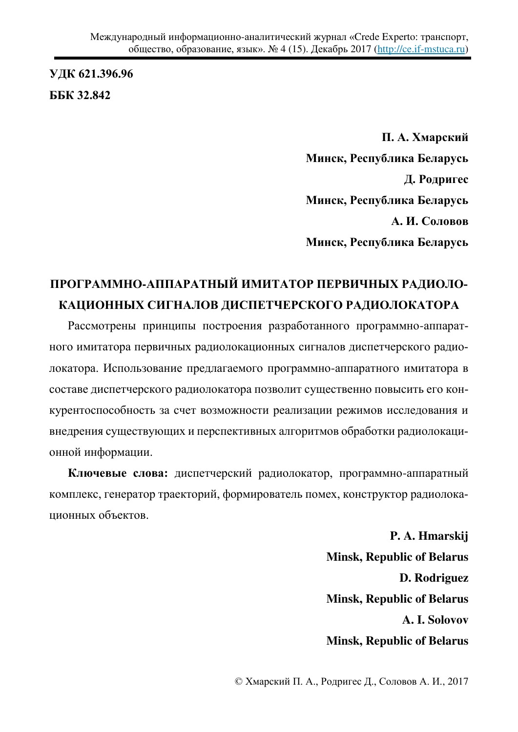**УДК 621.396.96**

**ББК 32.842**

**П. А. Хмарский**

**Минск, Республика Беларусь**

**Д. Родригес**

**Минск, Республика Беларусь**

**А. И. Соловов**

**Минск, Республика Беларусь**

# ПРОГРАММНО-АППАРАТНЫЙ ИМИТАТОР ПЕРВИЧНЫХ РАДИОЛОКАЦИОННЫХ СИГНАЛОВ ДИСПЕТЧЕРСКОГО РАДИОЛОКАТОРА

Рассмотрены принципы построения разработанного программно-аппаратного имитатора первичных радиолокационных сигналов диспетчерского радиолокатора. Использование предлагаемого программно-аппаратного имитатора в составе диспетчерского радиолокатора позволит существенно повысить его конкурентоспособность за счет возможности реализации режимов исследования и внедрения существующих и перспективных алгоритмов обработки радиолокационной информации.

**Ключевые слова:** диспетчерский радиолокатор, программно-аппаратный комплекс, генератор траекторий, формирователь помех, конструктор радиолокационных объектов.

**P. A. Hmarskij**

**Minsk, Republic of Belarus**

**D. Rodriguez**

**Minsk, Republic of Belarus**

**A. I. Solovov**

**Minsk, Republic of Belarus**

© Хмарский П. А., Родригес Д., Соловов А. И., 2017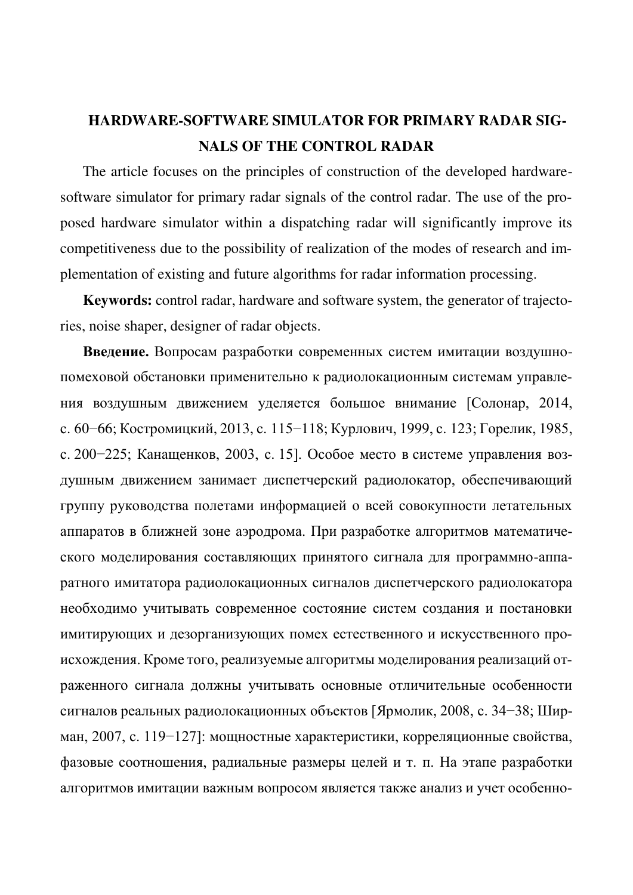## HARDWARE-SOFTWARE SIMULATOR FOR PRIMARY RADAR SIGNALS OF THE CONTROL RADAR

The article focuses on the principles of construction of the developed hardware-software simulator for primary radar signals of the control radar. The use of the proposed hardware simulator within a dispatching radar will significantly improve its competitiveness due to the possibility of realization of the modes of research and implementation of existing and future algorithms for radar information processing.

**Keywords:** control radar, hardware and software system, the generator of trajectories, noise shaper, designer of radar objects.

**Введение.** Вопросам разработки современных систем имитации воздушно-помеховой обстановки применительно к радиолокационным системам управления воздушным движением уделяется большое внимание [Солонар, 2014, с. 60−66; Костромицкий, 2013, с. 115−118; Курлович, 1999, с. 123; Горелик, 1985, с. 200−225; Канащенков, 2003, с. 15]. Особое место в системе управления воздушным движением занимает диспетчерский радиолокатор, обеспечивающий группу руководства полетами информацией о всей совокупности летательных аппаратов в ближней зоне аэродрома. При разработке алгоритмов математического моделирования составляющих принятого сигнала для программно-аппаратного имитатора радиолокационных сигналов диспетчерского радиолокатора необходимо учитывать современное состояние систем создания и постановки имитирующих и дезорганизующих помех естественного и искусственного происхождения. Кроме того, реализуемые алгоритмы моделирования реализаций отраженного сигнала должны учитывать основные отличительные особенности сигналов реальных радиолокационных объектов [Ярмолик, 2008, с. 34−38; Ширман, 2007, с. 119−127]: мощностные характеристики, корреляционные свойства, фазовые соотношения, радиальные размеры целей и т. п. На этапе разработки алгоритмов имитации важным вопросом является также анализ и учет особенно-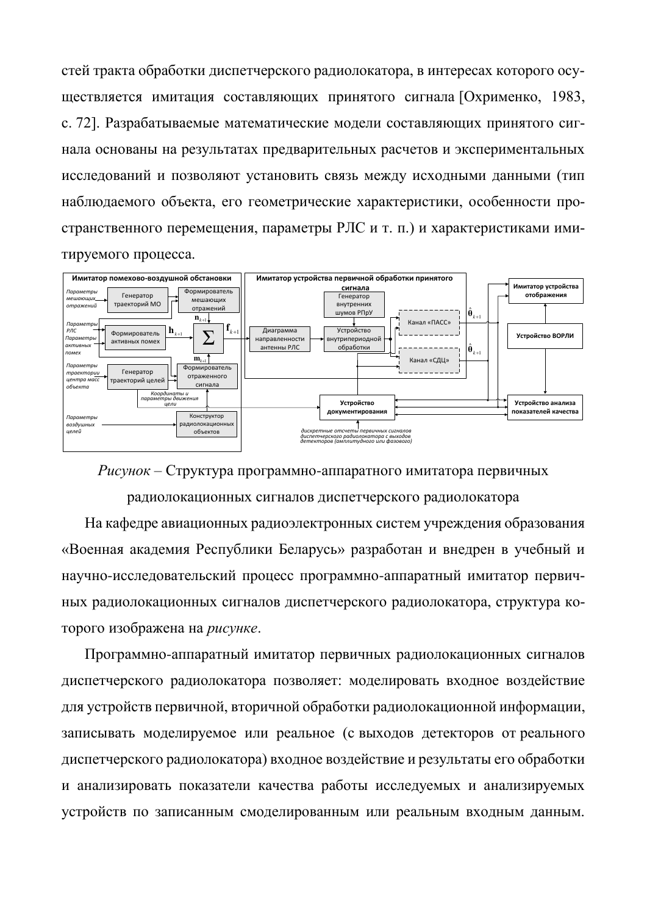стей тракта обработки диспетчерского радиолокатора, в интересах которого осуществляется имитация составляющих принятого сигнала [Охрименко, 1983, с. 72]. Разрабатываемые математические модели составляющих принятого сигнала основаны на результатах предварительных расчетов и экспериментальных исследований и позволяют установить связь между исходными данными (тип наблюдаемого объекта, его геометрические характеристики, особенности пространственного перемещения, параметры РЛС и т. п.) и характеристиками имитируемого процесса.

*Рисунок* – Структура программно-аппаратного имитатора первичных радиолокационных сигналов диспетчерского радиолокатора

На кафедре авиационных радиоэлектронных систем учреждения образования «Военная академия Республики Беларусь» разработан и внедрен в учебный и научно-исследовательский процесс программно-аппаратный имитатор первичных радиолокационных сигналов диспетчерского радиолокатора, структура которого изображена на *рисунке*.

Программно-аппаратный имитатор первичных радиолокационных сигналов диспетчерского радиолокатора позволяет: моделировать входное воздействие для устройств первичной, вторичной обработки радиолокационной информации, записывать моделируемое или реальное (с выходов детекторов от реального диспетчерского радиолокатора) входное воздействие и результаты его обработки и анализировать показатели качества работы исследуемых и анализируемых устройств по записанным смоделированным или реальным входным данным.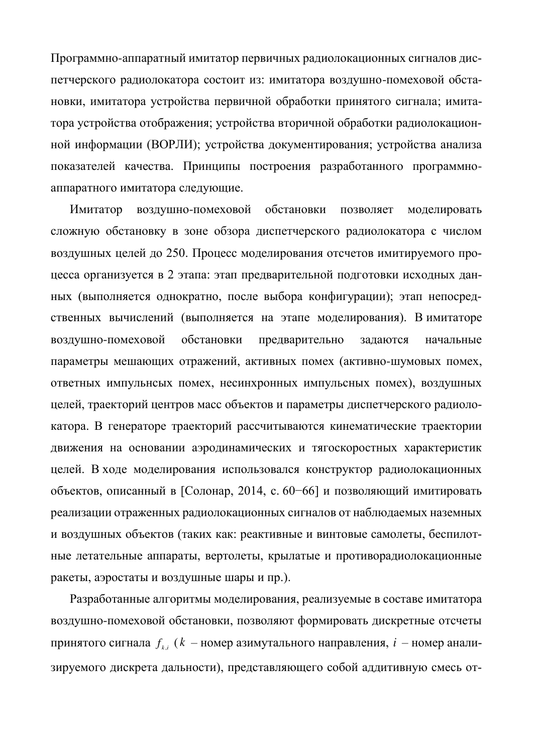Программно-аппаратный имитатор первичных радиолокационных сигналов диспетчерского радиолокатора состоит из: имитатора воздушно-помеховой обстановки, имитатора устройства первичной обработки принятого сигнала; имитатора устройства отображения; устройства вторичной обработки радиолокационной информации (ВОРЛИ); устройства документирования; устройства анализа показателей качества. Принципы построения разработанного программно-аппаратного имитатора следующие.

Имитатор воздушно-помеховой обстановки позволяет моделировать сложную обстановку в зоне обзора диспетчерского радиолокатора с числом воздушных целей до 250. Процесс моделирования отсчетов имитируемого процесса организуется в 2 этапа: этап предварительной подготовки исходных данных (выполняется однократно, после выбора конфигурации); этап непосредственных вычислений (выполняется на этапе моделирования). В имитаторе воздушно-помеховой обстановки предварительно задаются начальные параметры мешающих отражений, активных помех (активно-шумовых помех, ответных импульнсых помех, несинхронных импульсных помех), воздушных целей, траекторий центров масс объектов и параметры диспетчерского радиолокатора. В генераторе траекторий рассчитываются кинематические траектории движения на основании аэродинамических и тягоскоростных характеристик целей. В ходе моделирования использовался конструктор радиолокационных объектов, описанный в [Солонар, 2014, с. 60−66] и позволяющий имитировать реализации отраженных радиолокационных сигналов от наблюдаемых наземных и воздушных объектов (таких как: реактивные и винтовые самолеты, беспилотные летательные аппараты, вертолеты, крылатые и противорадиолокационные ракеты, аэростаты и воздушные шары и пр.).

Разработанные алгоритмы моделирования, реализуемые в составе имитатора воздушно-помеховой обстановки, позволяют формировать дискретные отсчеты принятого сигнала $f_{k,i}$ ($k$ – номер азимутального направления, $i$ – номер анализируемого дискрета дальности), представляющего собой аддитивную смесь от-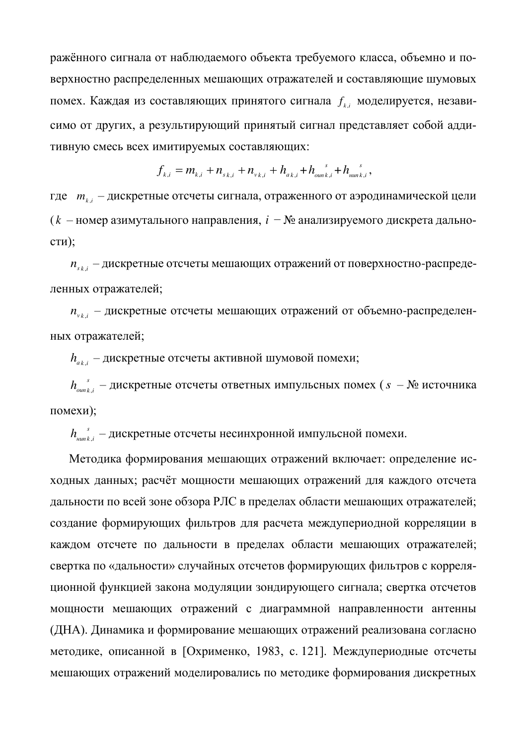ражённого сигнала от наблюдаемого объекта требуемого класса, объемно и поверхностно распределенных мешающих отражателей и составляющие шумовых помех. Каждая из составляющих принятого сигнала $f_{k,i}$ моделируется, независимо от других, а результирующий принятый сигнал представляет собой аддитивную смесь всех имитируемых составляющих:

$$f_{k,i} = m_{k,i} + n_{s\,k,i} + n_{v\,k,i} + h_{a\,k,i} + h^{s}_{оип\,k,i} + h^{s}_{нип\,k,i},$$

где $m_{k,i}$ – дискретные отсчеты сигнала, отраженного от аэродинамической цели ($k$ – номер азимутального направления, $i$ – № анализируемого дискрета дальности);

$n_{s\,k,i}$ – дискретные отсчеты мешающих отражений от поверхностно-распределенных отражателей;

$n_{v\,k,i}$ – дискретные отсчеты мешающих отражений от объемно-распределенных отражателей;

$h_{a\,k,i}$ – дискретные отсчеты активной шумовой помехи;

$h^{s}_{оип\,k,i}$ – дискретные отсчеты ответных импульсных помех ($s$ – № источника помехи);

$h^{s}_{нип\,k,i}$ – дискретные отсчеты несинхронной импульсной помехи.

Методика формирования мешающих отражений включает: определение исходных данных; расчёт мощности мешающих отражений для каждого отсчета дальности по всей зоне обзора РЛС в пределах области мешающих отражателей; создание формирующих фильтров для расчета междупериодной корреляции в каждом отсчете по дальности в пределах области мешающих отражателей; свертка по «дальности» случайных отсчетов формирующих фильтров с корреляционной функцией закона модуляции зондирующего сигнала; свертка отсчетов мощности мешающих отражений с диаграммной направленности антенны (ДНА). Динамика и формирование мешающих отражений реализована согласно методике, описанной в [Охрименко, 1983, с. 121]. Междупериодные отсчеты мешающих отражений моделировались по методике формирования дискретных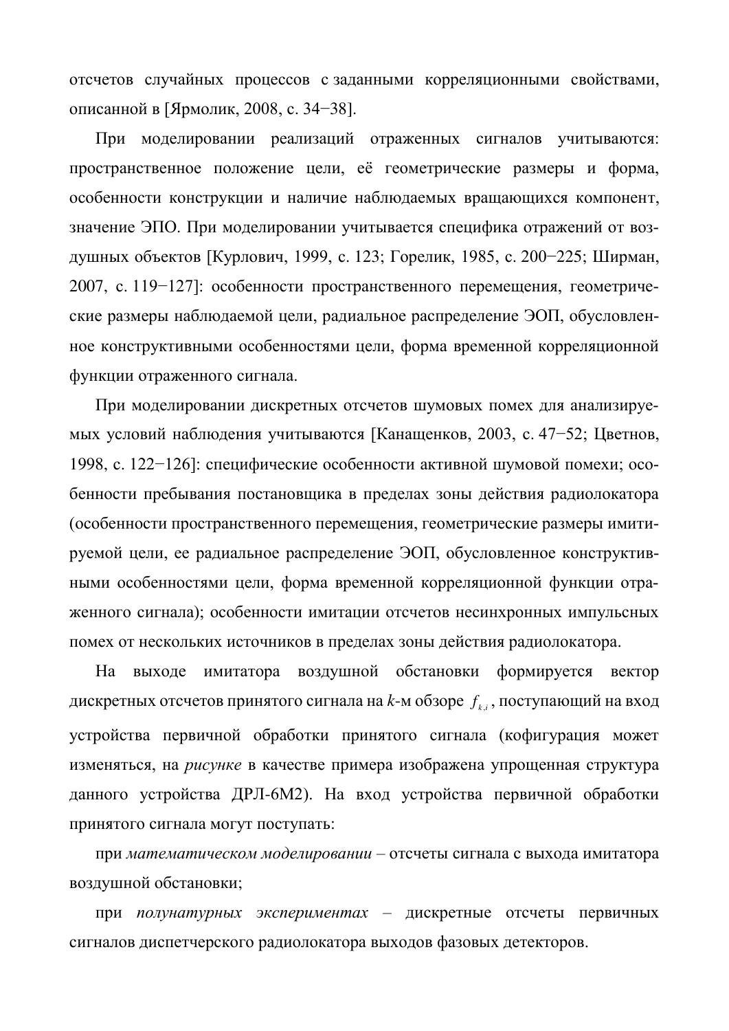отсчетов случайных процессов с заданными корреляционными свойствами, описанной в [Ярмолик, 2008, с. 34−38].

При моделировании реализаций отраженных сигналов учитываются: пространственное положение цели, её геометрические размеры и форма, особенности конструкции и наличие наблюдаемых вращающихся компонент, значение ЭПО. При моделировании учитывается специфика отражений от воздушных объектов [Курлович, 1999, с. 123; Горелик, 1985, с. 200−225; Ширман, 2007, с. 119−127]: особенности пространственного перемещения, геометрические размеры наблюдаемой цели, радиальное распределение ЭОП, обусловленное конструктивными особенностями цели, форма временной корреляционной функции отраженного сигнала.

При моделировании дискретных отсчетов шумовых помех для анализируемых условий наблюдения учитываются [Канащенков, 2003, с. 47−52; Цветнов, 1998, с. 122−126]: специфические особенности активной шумовой помехи; особенности пребывания постановщика в пределах зоны действия радиолокатора (особенности пространственного перемещения, геометрические размеры имитируемой цели, ее радиальное распределение ЭОП, обусловленное конструктивными особенностями цели, форма временной корреляционной функции отраженного сигнала); особенности имитации отсчетов несинхронных импульсных помех от нескольких источников в пределах зоны действия радиолокатора.

На выходе имитатора воздушной обстановки формируется вектор дискретных отсчетов принятого сигнала на *k*-м обзоре $f_{k,i}$, поступающий на вход устройства первичной обработки принятого сигнала (кофигурация может изменяться, на *рисунке* в качестве примера изображена упрощенная структура данного устройства ДРЛ-6М2). На вход устройства первичной обработки принятого сигнала могут поступать:

при *математическом моделировании* – отсчеты сигнала с выхода имитатора воздушной обстановки;

при *полунатурных экспериментах* – дискретные отсчеты первичных сигналов диспетчерского радиолокатора выходов фазовых детекторов.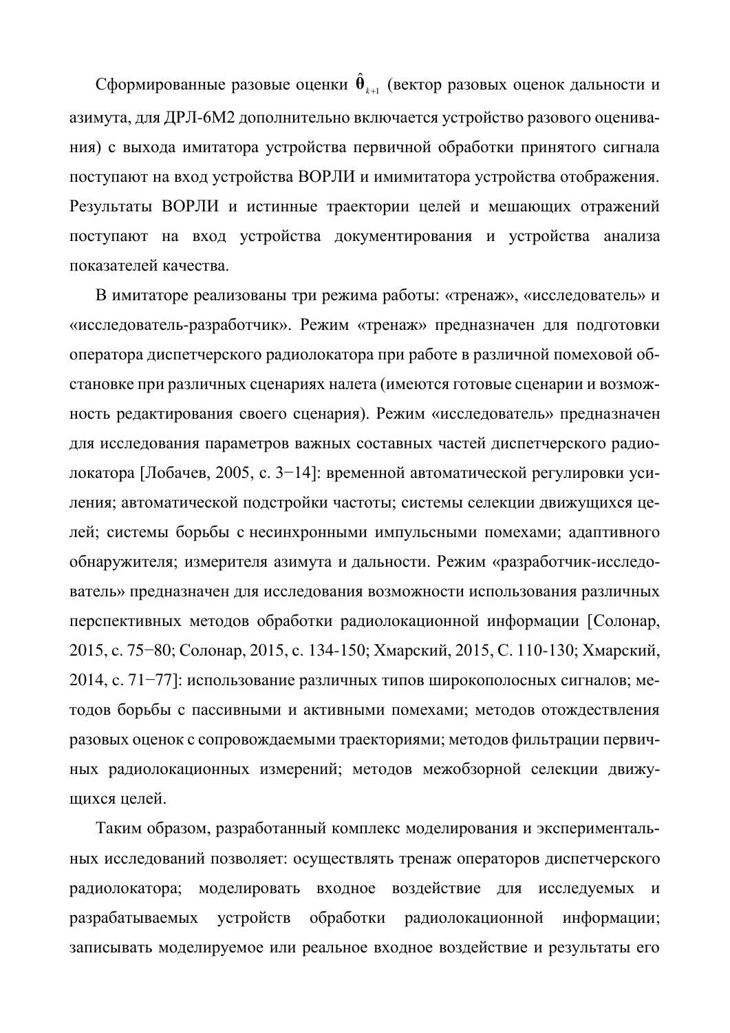Сформированные разовые оценки $\hat{\boldsymbol{\theta}}_{k+1}$ (вектор разовых оценок дальности и азимута, для ДРЛ-6М2 дополнительно включается устройство разового оценивания) с выхода имитатора устройства первичной обработки принятого сигнала поступают на вход устройства ВОРЛИ и имимитатора устройства отображения. Результаты ВОРЛИ и истинные траектории целей и мешающих отражений поступают на вход устройства документирования и устройства анализа показателей качества.

В имитаторе реализованы три режима работы: «тренаж», «исследователь» и «исследователь-разработчик». Режим «тренаж» предназначен для подготовки оператора диспетчерского радиолокатора при работе в различной помеховой обстановке при различных сценариях налета (имеются готовые сценарии и возможность редактирования своего сценария). Режим «исследователь» предназначен для исследования параметров важных составных частей диспетчерского радиолокатора [Лобачев, 2005, с. 3−14]: временной автоматической регулировки усиления; автоматической подстройки частоты; системы селекции движущихся целей; системы борьбы с несинхронными импульсными помехами; адаптивного обнаружителя; измерителя азимута и дальности. Режим «разработчик-исследователь» предназначен для исследования возможности использования различных перспективных методов обработки радиолокационной информации [Солонар, 2015, с. 75−80; Солонар, 2015, с. 134-150; Хмарский, 2015, С. 110-130; Хмарский, 2014, с. 71−77]: использование различных типов широкополосных сигналов; методов борьбы с пассивными и активными помехами; методов отождествления разовых оценок с сопровождаемыми траекториями; методов фильтрации первичных радиолокационных измерений; методов межобзорной селекции движущихся целей.

Таким образом, разработанный комплекс моделирования и экспериментальных исследований позволяет: осуществлять тренаж операторов диспетчерского радиолокатора; моделировать входное воздействие для исследуемых и разрабатываемых устройств обработки радиолокационной информации; записывать моделируемое или реальное входное воздействие и результаты его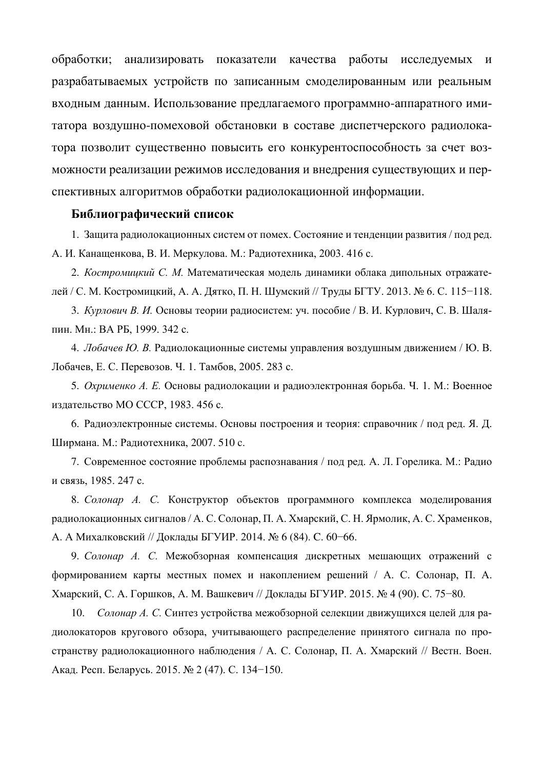обработки; анализировать показатели качества работы исследуемых и разрабатываемых устройств по записанным смоделированным или реальным входным данным. Использование предлагаемого программно-аппаратного имитатора воздушно-помеховой обстановки в составе диспетчерского радиолокатора позволит существенно повысить его конкурентоспособность за счет возможности реализации режимов исследования и внедрения существующих и перспективных алгоритмов обработки радиолокационной информации.

**Библиографический список**

1. Защита радиолокационных систем от помех. Состояние и тенденции развития / под ред. А. И. Канащенкова, В. И. Меркулова. М.: Радиотехника, 2003. 416 с.

2. *Костромицкий С. М.* Математическая модель динамики облака дипольных отражателей / С. М. Костромицкий, А. А. Дятко, П. Н. Шумский // Труды БГТУ. 2013. № 6. С. 115−118.

3. *Курлович В. И.* Основы теории радиосистем: уч. пособие / В. И. Курлович, С. В. Шаляпин. Мн.: ВА РБ, 1999. 342 с.

4. *Лобачев Ю. В.* Радиолокационные системы управления воздушным движением / Ю. В. Лобачев, Е. С. Перевозов. Ч. 1. Тамбов, 2005. 283 с.

5. *Охрименко А. Е.* Основы радиолокации и радиоэлектронная борьба. Ч. 1. М.: Военное издательство МО СССР, 1983. 456 с.

6. Радиоэлектронные системы. Основы построения и теория: справочник / под ред. Я. Д. Ширмана. М.: Радиотехника, 2007. 510 с.

7. Современное состояние проблемы распознавания / под ред. А. Л. Горелика. М.: Радио и связь, 1985. 247 с.

8. *Солонар А. С.* Конструктор объектов программного комплекса моделирования радиолокационных сигналов / А. С. Солонар, П. А. Хмарский, С. Н. Ярмолик, А. С. Храменков, А. А Михалковский // Доклады БГУИР. 2014. № 6 (84). С. 60−66.

9. *Солонар А. С.* Межобзорная компенсация дискретных мешающих отражений с формированием карты местных помех и накоплением решений / А. С. Солонар, П. А. Хмарский, С. А. Горшков, А. М. Вашкевич // Доклады БГУИР. 2015. № 4 (90). С. 75−80.

10. *Солонар А. С.* Синтез устройства межобзорной селекции движущихся целей для радиолокаторов кругового обзора, учитывающего распределение принятого сигнала по пространству радиолокационного наблюдения / А. С. Солонар, П. А. Хмарский // Вестн. Воен. Акад. Респ. Беларусь. 2015. № 2 (47). С. 134−150.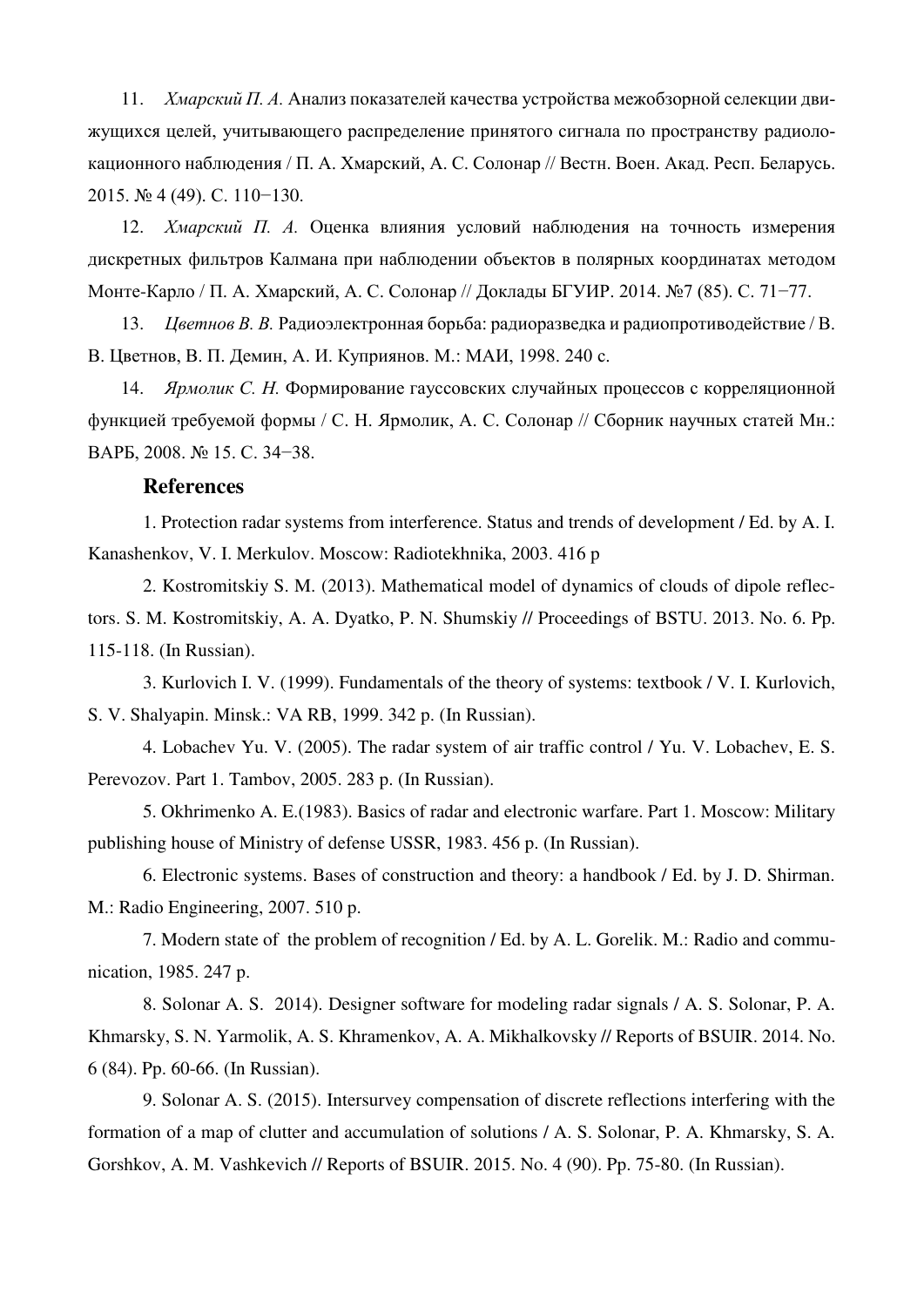11. *Хмарский П. А.* Анализ показателей качества устройства межобзорной селекции движущихся целей, учитывающего распределение принятого сигнала по пространству радиолокационного наблюдения / П. А. Хмарский, А. С. Солонар // Вестн. Воен. Акад. Респ. Беларусь. 2015. № 4 (49). С. 110−130.

12. *Хмарский П. А.* Оценка влияния условий наблюдения на точность измерения дискретных фильтров Калмана при наблюдении объектов в полярных координатах методом Монте-Карло / П. А. Хмарский, А. С. Солонар // Доклады БГУИР. 2014. №7 (85). С. 71−77.

13. *Цветнов В. В.* Радиоэлектронная борьба: радиоразведка и радиопротиводействие / В. В. Цветнов, В. П. Демин, А. И. Куприянов. М.: МАИ, 1998. 240 с.

14. *Ярмолик С. Н.* Формирование гауссовских случайных процессов с корреляционной функцией требуемой формы / С. Н. Ярмолик, А. С. Солонар // Сборник научных статей Мн.: ВАРБ, 2008. № 15. С. 34−38.

## References

1. Protection radar systems from interference. Status and trends of development / Ed. by A. I. Kanashenkov, V. I. Merkulov. Moscow: Radiotekhnika, 2003. 416 p

2. Kostromitskiy S. M. (2013). Mathematical model of dynamics of clouds of dipole reflectors. S. M. Kostromitskiy, A. A. Dyatko, P. N. Shumskiy // Proceedings of BSTU. 2013. No. 6. Pp. 115-118. (In Russian).

3. Kurlovich I. V. (1999). Fundamentals of the theory of systems: textbook / V. I. Kurlovich, S. V. Shalyapin. Minsk.: VA RB, 1999. 342 p. (In Russian).

4. Lobachev Yu. V. (2005). The radar system of air traffic control / Yu. V. Lobachev, E. S. Perevozov. Part 1. Tambov, 2005. 283 p. (In Russian).

5. Okhrimenko A. E.(1983). Basics of radar and electronic warfare. Part 1. Moscow: Military publishing house of Ministry of defense USSR, 1983. 456 p. (In Russian).

6. Electronic systems. Bases of construction and theory: a handbook / Ed. by J. D. Shirman. M.: Radio Engineering, 2007. 510 p.

7. Modern state of the problem of recognition / Ed. by A. L. Gorelik. M.: Radio and communication, 1985. 247 p.

8. Solonar A. S. 2014). Designer software for modeling radar signals / A. S. Solonar, P. A. Khmarsky, S. N. Yarmolik, A. S. Khramenkov, A. A. Mikhalkovsky // Reports of BSUIR. 2014. No. 6 (84). Pp. 60-66. (In Russian).

9. Solonar A. S. (2015). Intersurvey compensation of discrete reflections interfering with the formation of a map of clutter and accumulation of solutions / A. S. Solonar, P. A. Khmarsky, S. A. Gorshkov, A. M. Vashkevich // Reports of BSUIR. 2015. No. 4 (90). Pp. 75-80. (In Russian).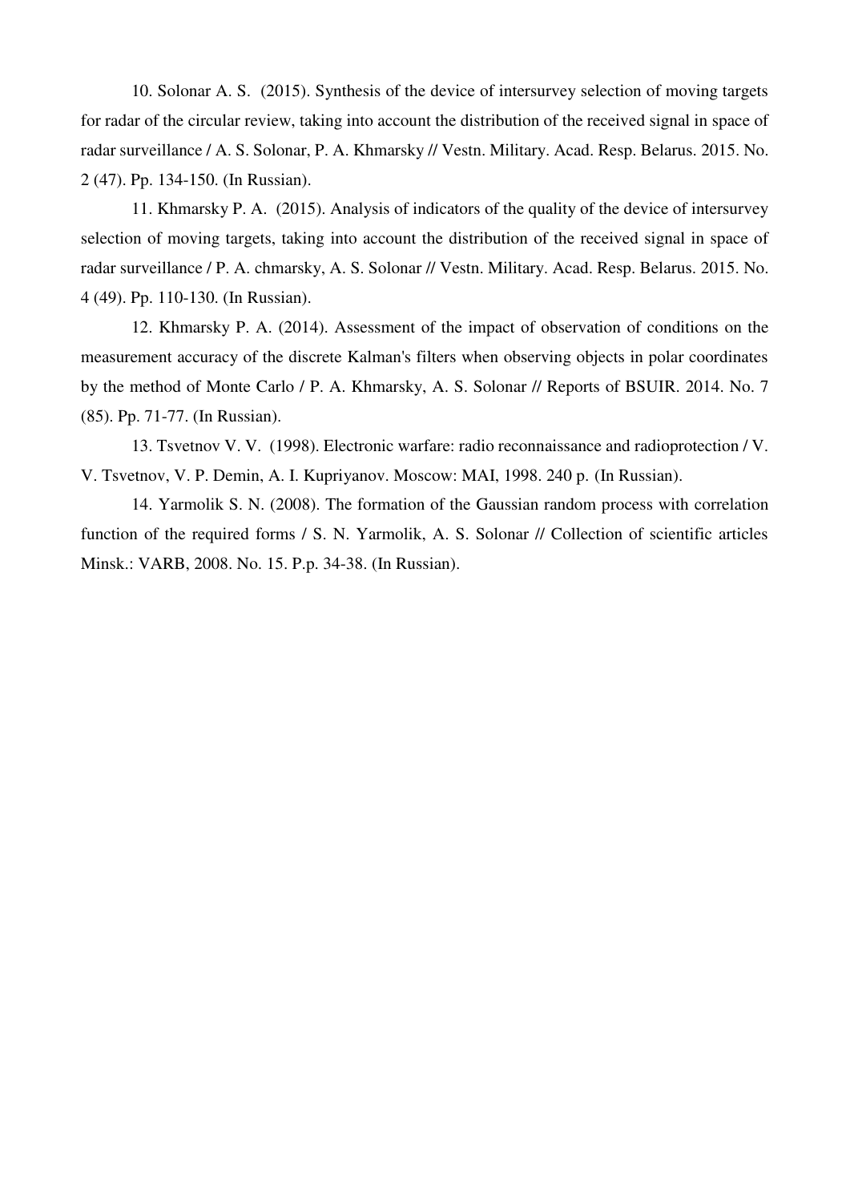10. Solonar A. S. (2015). Synthesis of the device of intersurvey selection of moving targets for radar of the circular review, taking into account the distribution of the received signal in space of radar surveillance / A. S. Solonar, P. A. Khmarsky // Vestn. Military. Acad. Resp. Belarus. 2015. No. 2 (47). Pp. 134-150. (In Russian).

11. Khmarsky P. A. (2015). Analysis of indicators of the quality of the device of intersurvey selection of moving targets, taking into account the distribution of the received signal in space of radar surveillance / P. A. chmarsky, A. S. Solonar // Vestn. Military. Acad. Resp. Belarus. 2015. No. 4 (49). Pp. 110-130. (In Russian).

12. Khmarsky P. A. (2014). Assessment of the impact of observation of conditions on the measurement accuracy of the discrete Kalman's filters when observing objects in polar coordinates by the method of Monte Carlo / P. A. Khmarsky, A. S. Solonar // Reports of BSUIR. 2014. No. 7 (85). Pp. 71-77. (In Russian).

13. Tsvetnov V. V. (1998). Electronic warfare: radio reconnaissance and radioprotection / V. V. Tsvetnov, V. P. Demin, A. I. Kupriyanov. Moscow: MAI, 1998. 240 p. (In Russian).

14. Yarmolik S. N. (2008). The formation of the Gaussian random process with correlation function of the required forms / S. N. Yarmolik, A. S. Solonar // Collection of scientific articles Minsk.: VARB, 2008. No. 15. P.p. 34-38. (In Russian).